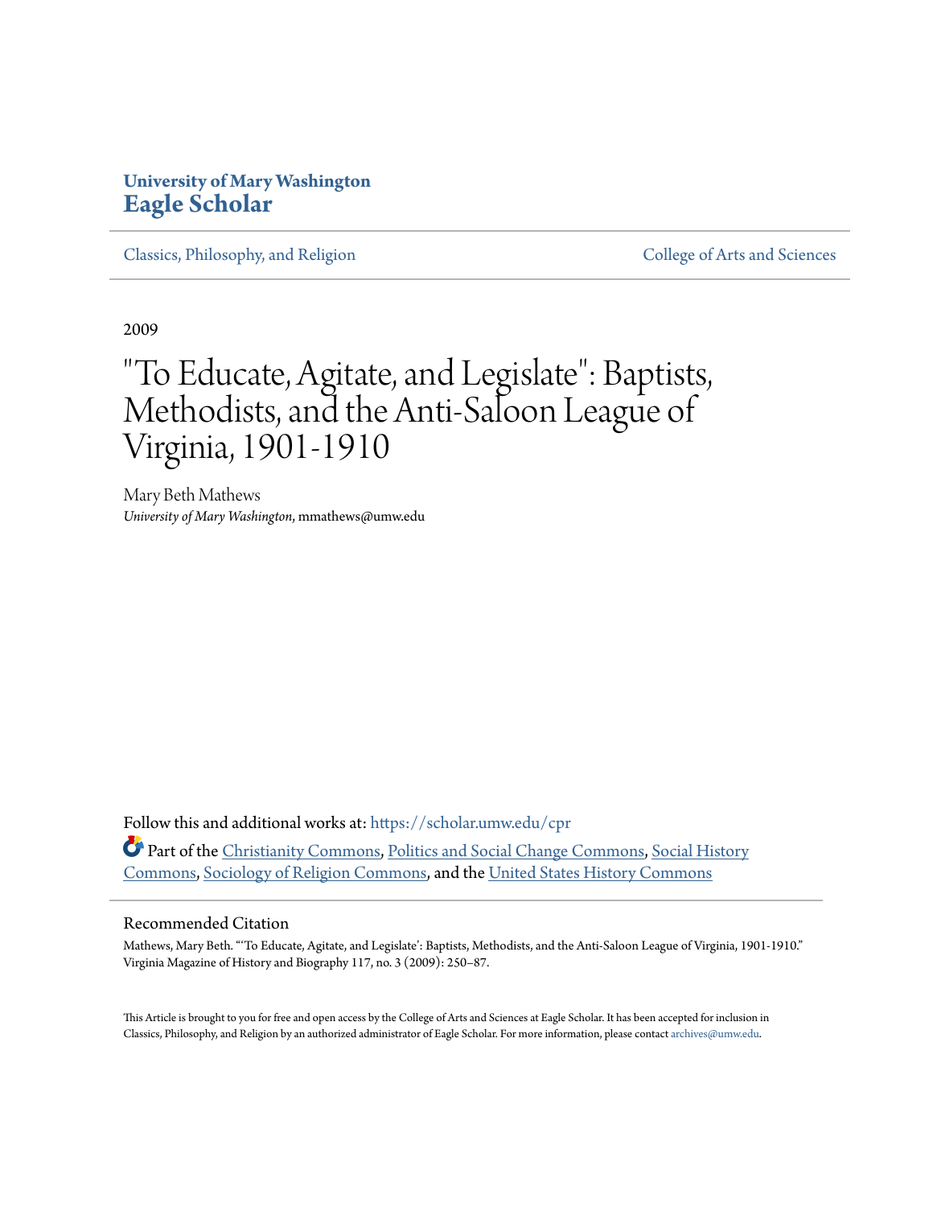**University of Mary Washington**
# Eagle Scholar

Classics, Philosophy, and Religion | College of Arts and Sciences

2009

# "To Educate, Agitate, and Legislate": Baptists, Methodists, and the Anti-Saloon League of Virginia, 1901-1910

Mary Beth Mathews
*University of Mary Washington*, mmathews@umw.edu

Follow this and additional works at: https://scholar.umw.edu/cpr

Part of the Christianity Commons, Politics and Social Change Commons, Social History Commons, Sociology of Religion Commons, and the United States History Commons

## Recommended Citation

Mathews, Mary Beth. "'To Educate, Agitate, and Legislate': Baptists, Methodists, and the Anti-Saloon League of Virginia, 1901-1910." Virginia Magazine of History and Biography 117, no. 3 (2009): 250–87.

This Article is brought to you for free and open access by the College of Arts and Sciences at Eagle Scholar. It has been accepted for inclusion in Classics, Philosophy, and Religion by an authorized administrator of Eagle Scholar. For more information, please contact archives@umw.edu.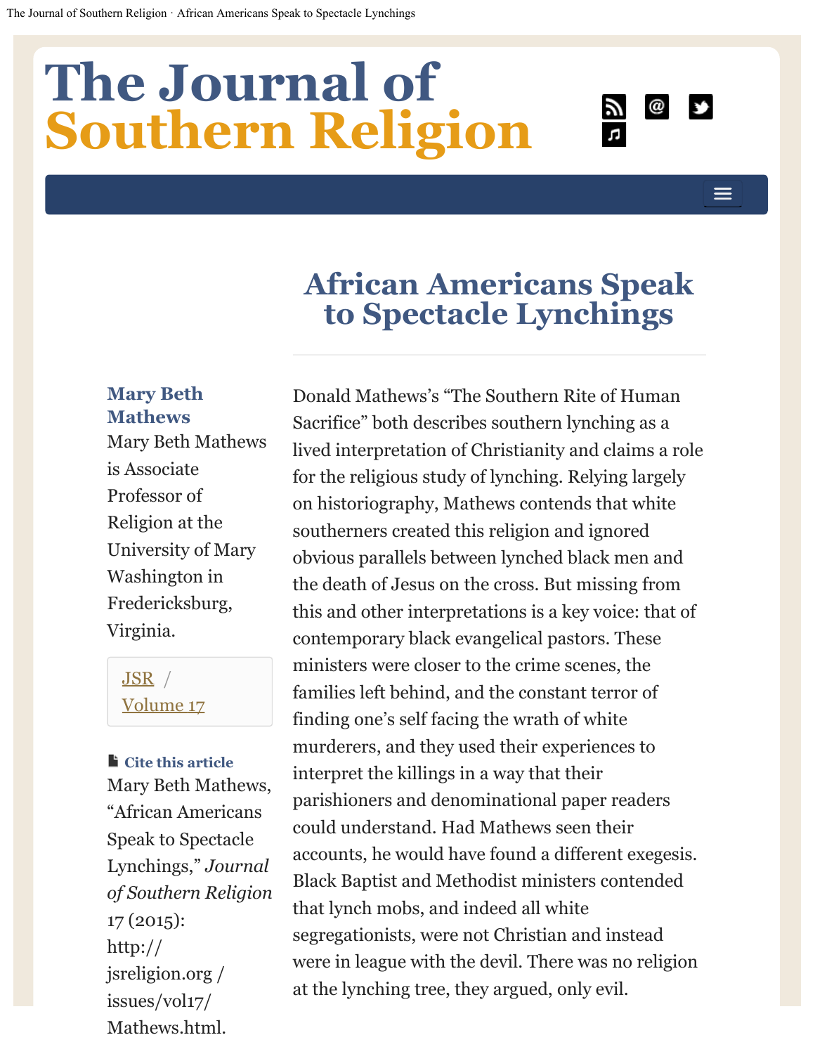# The Journal of Southern Religion

# African Americans Speak to Spectacle Lynchings

**Mary Beth Mathews**

Mary Beth Mathews is Associate Professor of Religion at the University of Mary Washington in Fredericksburg, Virginia.

JSR / Volume 17

**Cite this article**

Mary Beth Mathews, “African Americans Speak to Spectacle Lynchings,” *Journal of Southern Religion* 17 (2015): http://jsreligion.org/issues/vol17/Mathews.html.

Donald Mathews’s “The Southern Rite of Human Sacrifice” both describes southern lynching as a lived interpretation of Christianity and claims a role for the religious study of lynching. Relying largely on historiography, Mathews contends that white southerners created this religion and ignored obvious parallels between lynched black men and the death of Jesus on the cross. But missing from this and other interpretations is a key voice: that of contemporary black evangelical pastors. These ministers were closer to the crime scenes, the families left behind, and the constant terror of finding one’s self facing the wrath of white murderers, and they used their experiences to interpret the killings in a way that their parishioners and denominational paper readers could understand. Had Mathews seen their accounts, he would have found a different exegesis. Black Baptist and Methodist ministers contended that lynch mobs, and indeed all white segregationists, were not Christian and instead were in league with the devil. There was no religion at the lynching tree, they argued, only evil.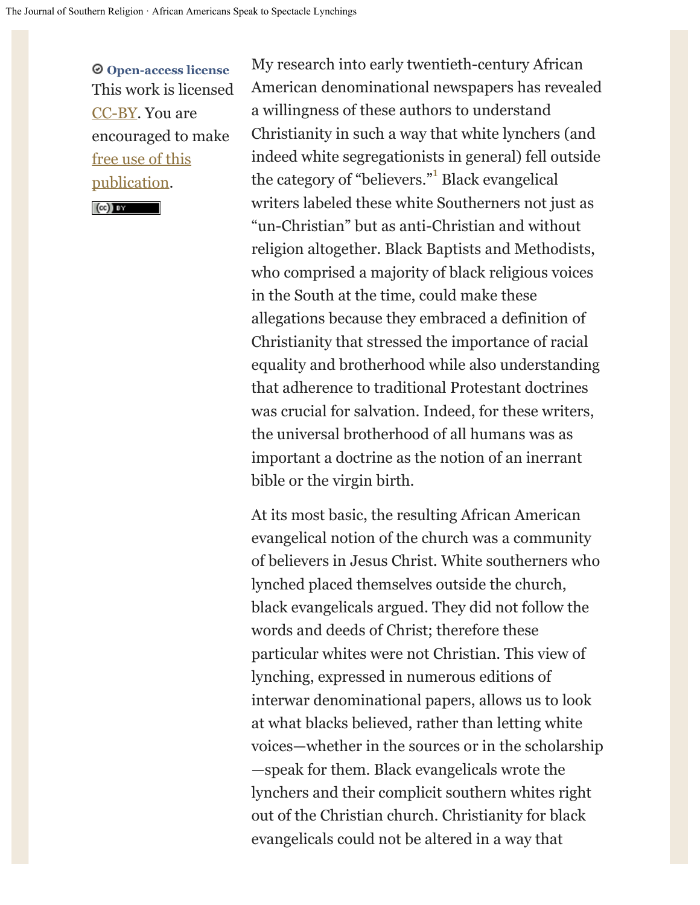**Open-access license**
This work is licensed CC-BY. You are encouraged to make free use of this publication.

My research into early twentieth-century African American denominational newspapers has revealed a willingness of these authors to understand Christianity in such a way that white lynchers (and indeed white segregationists in general) fell outside the category of "believers."[1] Black evangelical writers labeled these white Southerners not just as "un-Christian" but as anti-Christian and without religion altogether. Black Baptists and Methodists, who comprised a majority of black religious voices in the South at the time, could make these allegations because they embraced a definition of Christianity that stressed the importance of racial equality and brotherhood while also understanding that adherence to traditional Protestant doctrines was crucial for salvation. Indeed, for these writers, the universal brotherhood of all humans was as important a doctrine as the notion of an inerrant bible or the virgin birth.

At its most basic, the resulting African American evangelical notion of the church was a community of believers in Jesus Christ. White southerners who lynched placed themselves outside the church, black evangelicals argued. They did not follow the words and deeds of Christ; therefore these particular whites were not Christian. This view of lynching, expressed in numerous editions of interwar denominational papers, allows us to look at what blacks believed, rather than letting white voices—whether in the sources or in the scholarship—speak for them. Black evangelicals wrote the lynchers and their complicit southern whites right out of the Christian church. Christianity for black evangelicals could not be altered in a way that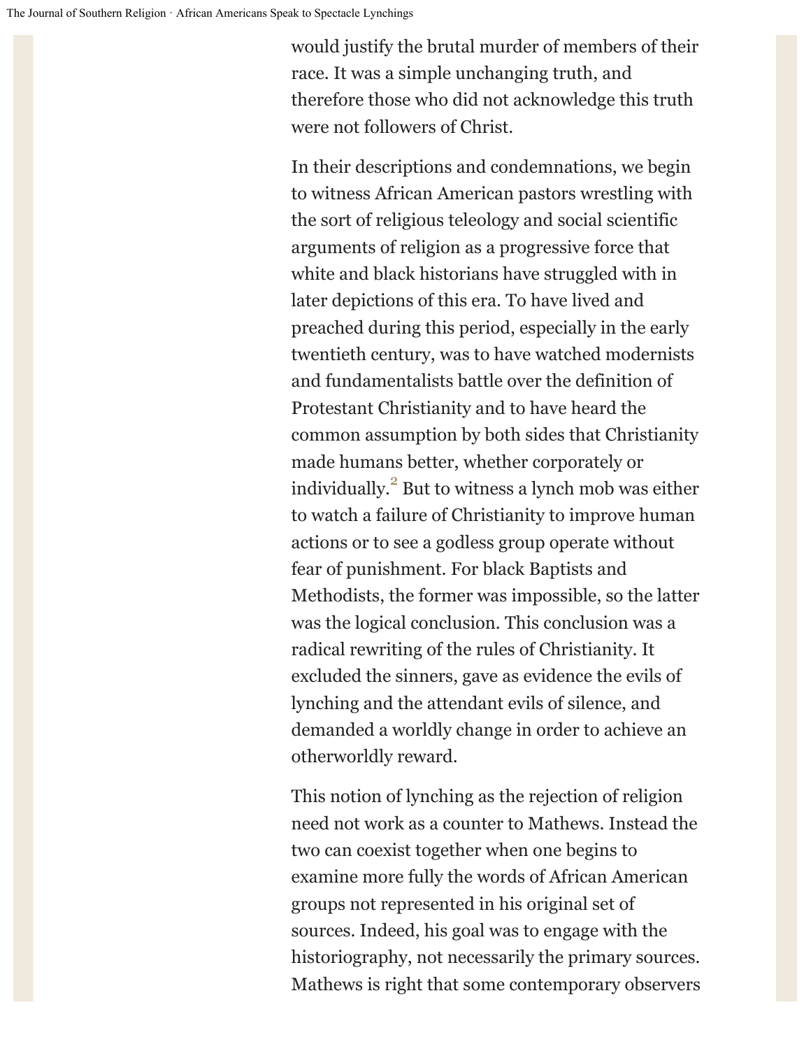would justify the brutal murder of members of their race. It was a simple unchanging truth, and therefore those who did not acknowledge this truth were not followers of Christ.

In their descriptions and condemnations, we begin to witness African American pastors wrestling with the sort of religious teleology and social scientific arguments of religion as a progressive force that white and black historians have struggled with in later depictions of this era. To have lived and preached during this period, especially in the early twentieth century, was to have watched modernists and fundamentalists battle over the definition of Protestant Christianity and to have heard the common assumption by both sides that Christianity made humans better, whether corporately or individually.[2] But to witness a lynch mob was either to watch a failure of Christianity to improve human actions or to see a godless group operate without fear of punishment. For black Baptists and Methodists, the former was impossible, so the latter was the logical conclusion. This conclusion was a radical rewriting of the rules of Christianity. It excluded the sinners, gave as evidence the evils of lynching and the attendant evils of silence, and demanded a worldly change in order to achieve an otherworldly reward.

This notion of lynching as the rejection of religion need not work as a counter to Mathews. Instead the two can coexist together when one begins to examine more fully the words of African American groups not represented in his original set of sources. Indeed, his goal was to engage with the historiography, not necessarily the primary sources. Mathews is right that some contemporary observers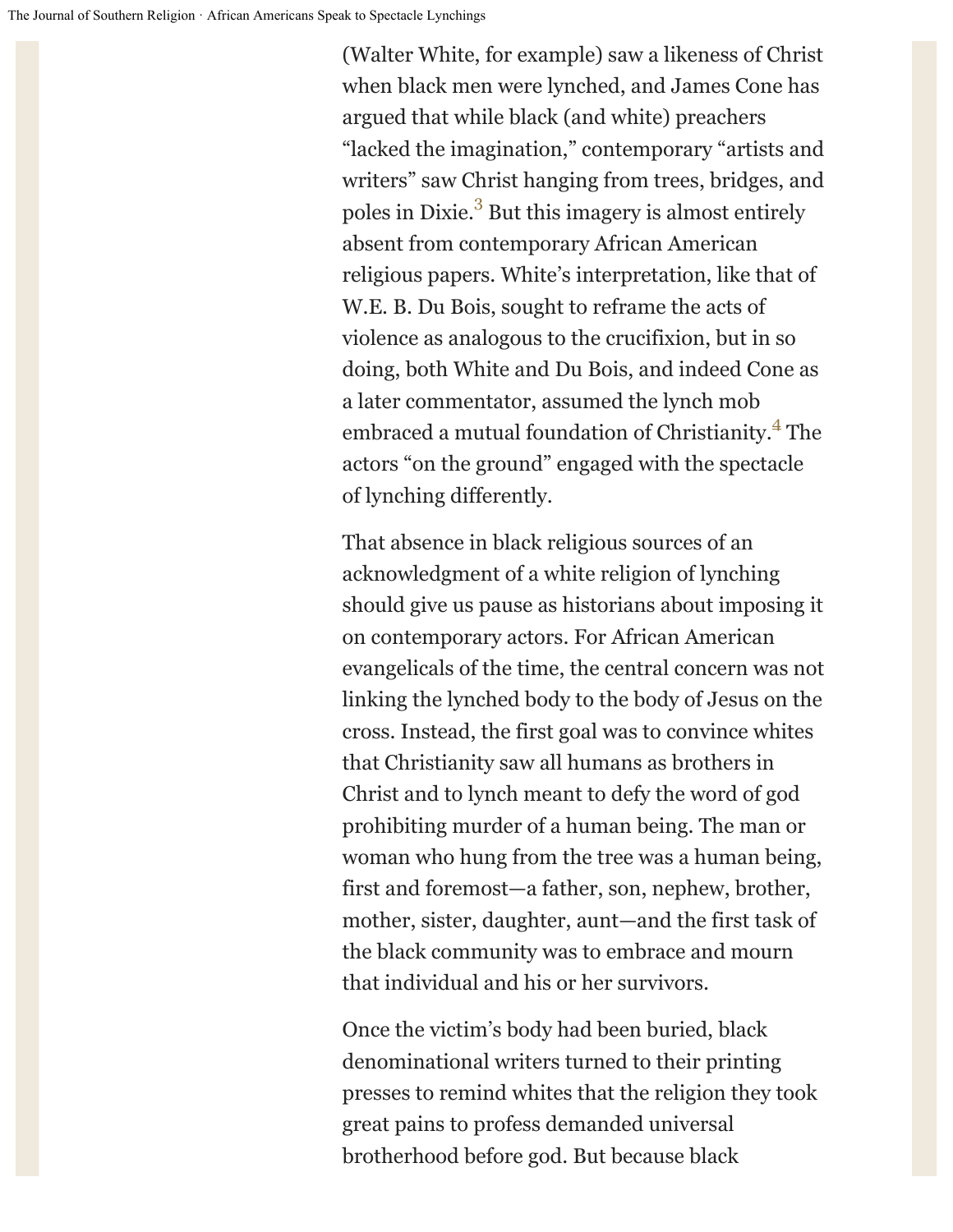(Walter White, for example) saw a likeness of Christ when black men were lynched, and James Cone has argued that while black (and white) preachers "lacked the imagination," contemporary "artists and writers" saw Christ hanging from trees, bridges, and poles in Dixie.[3] But this imagery is almost entirely absent from contemporary African American religious papers. White's interpretation, like that of W.E. B. Du Bois, sought to reframe the acts of violence as analogous to the crucifixion, but in so doing, both White and Du Bois, and indeed Cone as a later commentator, assumed the lynch mob embraced a mutual foundation of Christianity.[4] The actors "on the ground" engaged with the spectacle of lynching differently.

That absence in black religious sources of an acknowledgment of a white religion of lynching should give us pause as historians about imposing it on contemporary actors. For African American evangelicals of the time, the central concern was not linking the lynched body to the body of Jesus on the cross. Instead, the first goal was to convince whites that Christianity saw all humans as brothers in Christ and to lynch meant to defy the word of god prohibiting murder of a human being. The man or woman who hung from the tree was a human being, first and foremost—a father, son, nephew, brother, mother, sister, daughter, aunt—and the first task of the black community was to embrace and mourn that individual and his or her survivors.

Once the victim's body had been buried, black denominational writers turned to their printing presses to remind whites that the religion they took great pains to profess demanded universal brotherhood before god. But because black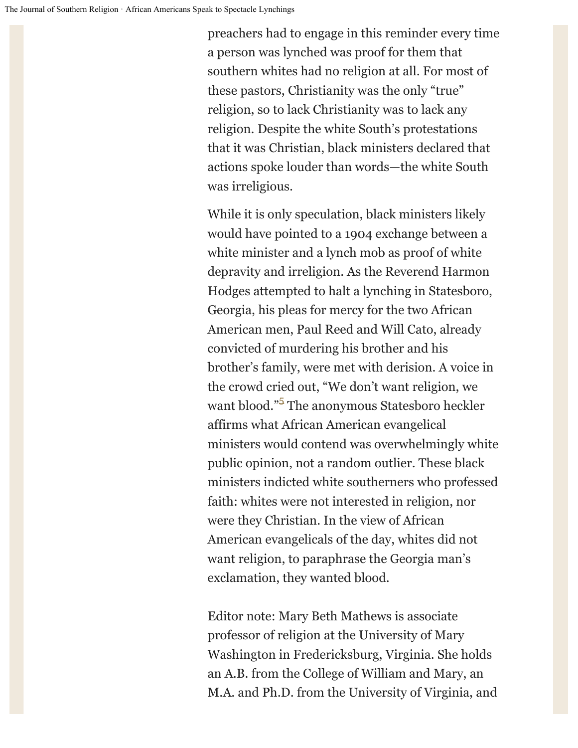preachers had to engage in this reminder every time a person was lynched was proof for them that southern whites had no religion at all. For most of these pastors, Christianity was the only "true" religion, so to lack Christianity was to lack any religion. Despite the white South's protestations that it was Christian, black ministers declared that actions spoke louder than words—the white South was irreligious.

While it is only speculation, black ministers likely would have pointed to a 1904 exchange between a white minister and a lynch mob as proof of white depravity and irreligion. As the Reverend Harmon Hodges attempted to halt a lynching in Statesboro, Georgia, his pleas for mercy for the two African American men, Paul Reed and Will Cato, already convicted of murdering his brother and his brother's family, were met with derision. A voice in the crowd cried out, "We don't want religion, we want blood."[5] The anonymous Statesboro heckler affirms what African American evangelical ministers would contend was overwhelmingly white public opinion, not a random outlier. These black ministers indicted white southerners who professed faith: whites were not interested in religion, nor were they Christian. In the view of African American evangelicals of the day, whites did not want religion, to paraphrase the Georgia man's exclamation, they wanted blood.

Editor note: Mary Beth Mathews is associate professor of religion at the University of Mary Washington in Fredericksburg, Virginia. She holds an A.B. from the College of William and Mary, an M.A. and Ph.D. from the University of Virginia, and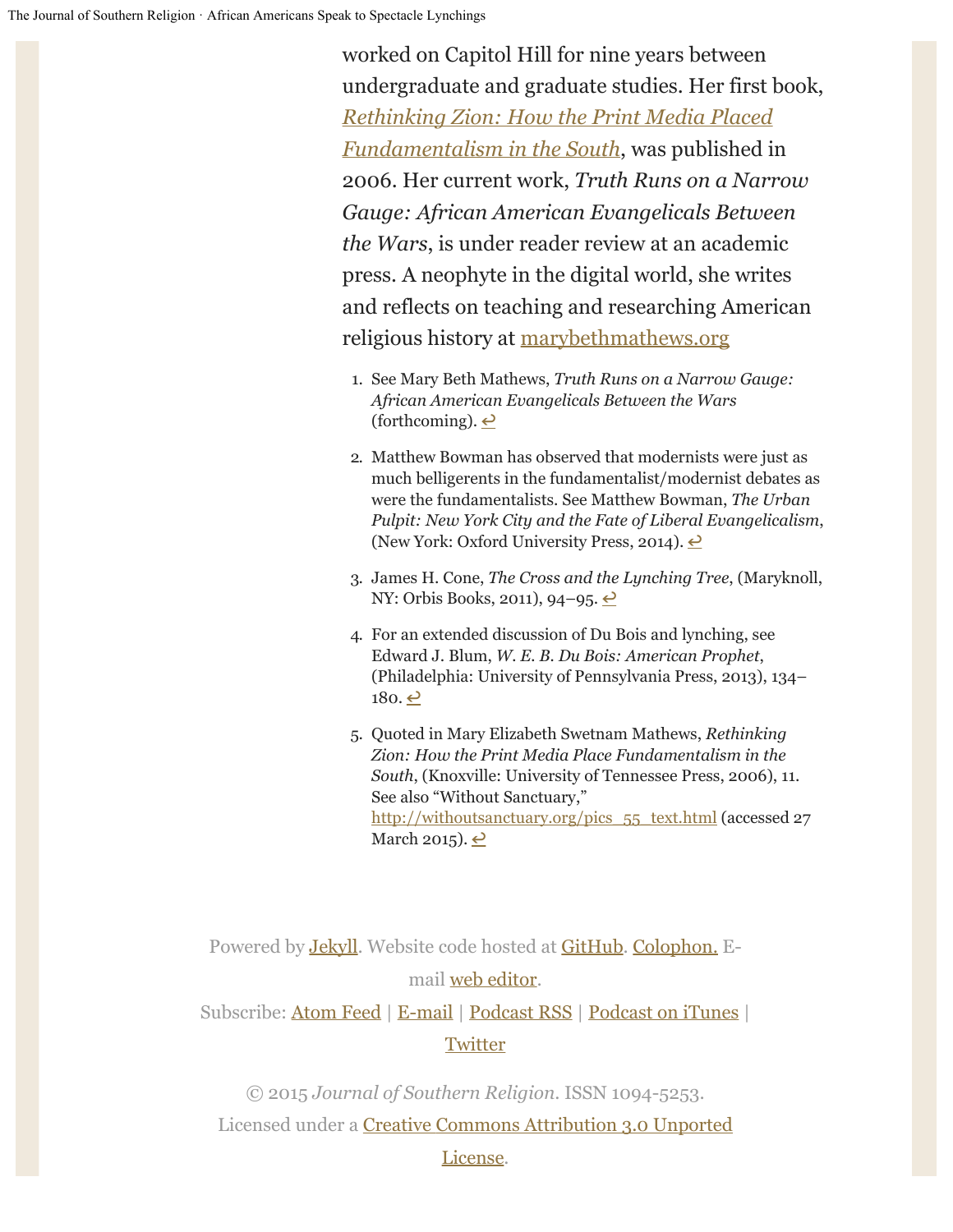worked on Capitol Hill for nine years between undergraduate and graduate studies. Her first book, [*Rethinking Zion: How the Print Media Placed Fundamentalism in the South*](), was published in 2006. Her current work, *Truth Runs on a Narrow Gauge: African American Evangelicals Between the Wars*, is under reader review at an academic press. A neophyte in the digital world, she writes and reflects on teaching and researching American religious history at [marybethmathews.org]()

1. See Mary Beth Mathews, *Truth Runs on a Narrow Gauge: African American Evangelicals Between the Wars* (forthcoming). ↩

2. Matthew Bowman has observed that modernists were just as much belligerents in the fundamentalist/modernist debates as were the fundamentalists. See Matthew Bowman, *The Urban Pulpit: New York City and the Fate of Liberal Evangelicalism*, (New York: Oxford University Press, 2014). ↩

3. James H. Cone, *The Cross and the Lynching Tree*, (Maryknoll, NY: Orbis Books, 2011), 94–95. ↩

4. For an extended discussion of Du Bois and lynching, see Edward J. Blum, *W. E. B. Du Bois: American Prophet*, (Philadelphia: University of Pennsylvania Press, 2013), 134–180. ↩

5. Quoted in Mary Elizabeth Swetnam Mathews, *Rethinking Zion: How the Print Media Place Fundamentalism in the South*, (Knoxville: University of Tennessee Press, 2006), 11. See also "Without Sanctuary," http://withoutsanctuary.org/pics_55_text.html (accessed 27 March 2015). ↩

Powered by Jekyll. Website code hosted at GitHub. Colophon. E-mail web editor.

Subscribe: Atom Feed | E-mail | Podcast RSS | Podcast on iTunes | Twitter

© 2015 *Journal of Southern Religion*. ISSN 1094-5253. Licensed under a Creative Commons Attribution 3.0 Unported License.